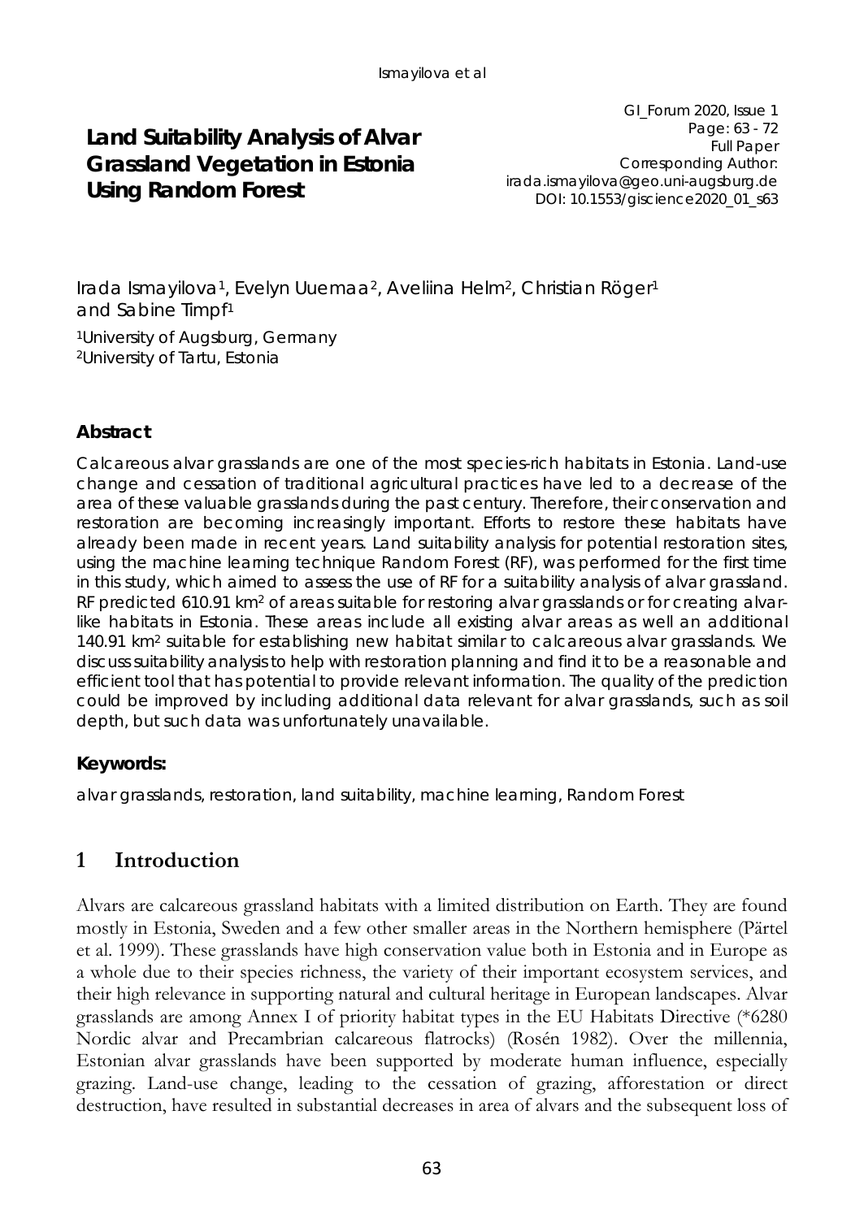# Land Suitability Analysis of Alvar Grassland Vegetation in Estonia Using Random Forest

GI_Forum 2020, Issue 1
Page: 63 - 72
Full Paper
Corresponding Author:
irada.ismayilova@geo.uni-augsburg.de
DOI: 10.1553/giscience2020_01_s63

Irada Ismayilova[1], Evelyn Uuemaa[2], Aveliina Helm[2], Christian Röger[1] and Sabine Timpf[1]

[1]University of Augsburg, Germany
[2]University of Tartu, Estonia

### Abstract

Calcareous alvar grasslands are one of the most species-rich habitats in Estonia. Land-use change and cessation of traditional agricultural practices have led to a decrease of the area of these valuable grasslands during the past century. Therefore, their conservation and restoration are becoming increasingly important. Efforts to restore these habitats have already been made in recent years. Land suitability analysis for potential restoration sites, using the machine learning technique Random Forest (RF), was performed for the first time in this study, which aimed to assess the use of RF for a suitability analysis of alvar grassland. RF predicted 610.91 km² of areas suitable for restoring alvar grasslands or for creating alvar-like habitats in Estonia. These areas include all existing alvar areas as well an additional 140.91 km² suitable for establishing new habitat similar to calcareous alvar grasslands. We discuss suitability analysis to help with restoration planning and find it to be a reasonable and efficient tool that has potential to provide relevant information. The quality of the prediction could be improved by including additional data relevant for alvar grasslands, such as soil depth, but such data was unfortunately unavailable.

### Keywords:

alvar grasslands, restoration, land suitability, machine learning, Random Forest

## 1 Introduction

Alvars are calcareous grassland habitats with a limited distribution on Earth. They are found mostly in Estonia, Sweden and a few other smaller areas in the Northern hemisphere (Pärtel et al. 1999). These grasslands have high conservation value both in Estonia and in Europe as a whole due to their species richness, the variety of their important ecosystem services, and their high relevance in supporting natural and cultural heritage in European landscapes. Alvar grasslands are among Annex I of priority habitat types in the EU Habitats Directive (*6280 Nordic alvar and Precambrian calcareous flatrocks) (Rosén 1982). Over the millennia, Estonian alvar grasslands have been supported by moderate human influence, especially grazing. Land-use change, leading to the cessation of grazing, afforestation or direct destruction, have resulted in substantial decreases in area of alvars and the subsequent loss of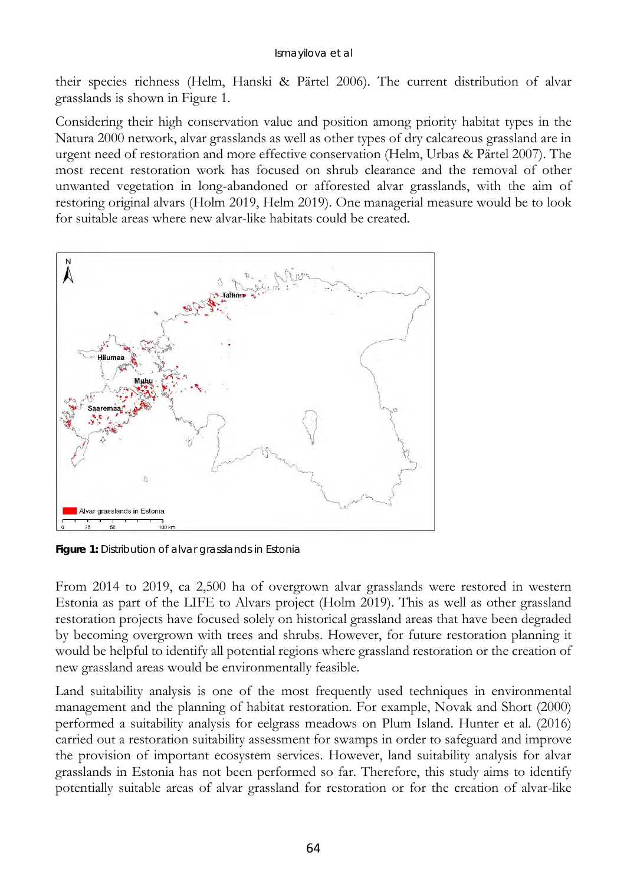their species richness (Helm, Hanski & Pärtel 2006). The current distribution of alvar grasslands is shown in Figure 1.

Considering their high conservation value and position among priority habitat types in the Natura 2000 network, alvar grasslands as well as other types of dry calcareous grassland are in urgent need of restoration and more effective conservation (Helm, Urbas & Pärtel 2007). The most recent restoration work has focused on shrub clearance and the removal of other unwanted vegetation in long-abandoned or afforested alvar grasslands, with the aim of restoring original alvars (Holm 2019, Helm 2019). One managerial measure would be to look for suitable areas where new alvar-like habitats could be created.

**Figure 1:** Distribution of alvar grasslands in Estonia

From 2014 to 2019, ca 2,500 ha of overgrown alvar grasslands were restored in western Estonia as part of the LIFE to Alvars project (Holm 2019). This as well as other grassland restoration projects have focused solely on historical grassland areas that have been degraded by becoming overgrown with trees and shrubs. However, for future restoration planning it would be helpful to identify all potential regions where grassland restoration or the creation of new grassland areas would be environmentally feasible.

Land suitability analysis is one of the most frequently used techniques in environmental management and the planning of habitat restoration. For example, Novak and Short (2000) performed a suitability analysis for eelgrass meadows on Plum Island. Hunter et al. (2016) carried out a restoration suitability assessment for swamps in order to safeguard and improve the provision of important ecosystem services. However, land suitability analysis for alvar grasslands in Estonia has not been performed so far. Therefore, this study aims to identify potentially suitable areas of alvar grassland for restoration or for the creation of alvar-like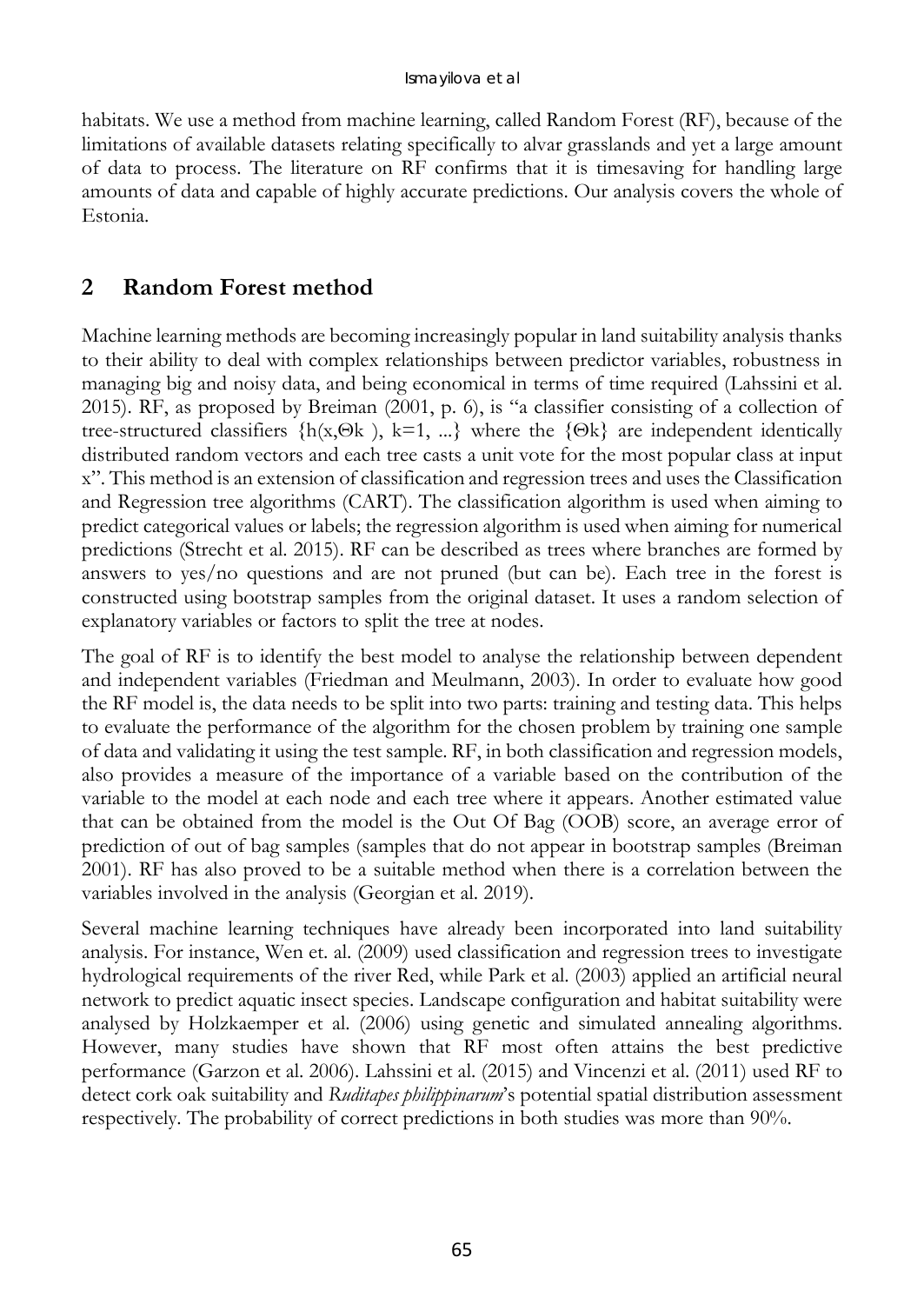habitats. We use a method from machine learning, called Random Forest (RF), because of the limitations of available datasets relating specifically to alvar grasslands and yet a large amount of data to process. The literature on RF confirms that it is timesaving for handling large amounts of data and capable of highly accurate predictions. Our analysis covers the whole of Estonia.

## 2 Random Forest method

Machine learning methods are becoming increasingly popular in land suitability analysis thanks to their ability to deal with complex relationships between predictor variables, robustness in managing big and noisy data, and being economical in terms of time required (Lahssini et al. 2015). RF, as proposed by Breiman (2001, p. 6), is "a classifier consisting of a collection of tree-structured classifiers $\{h(x,\Theta k),\ k=1, ...\}$ where the $\{\Theta k\}$ are independent identically distributed random vectors and each tree casts a unit vote for the most popular class at input x". This method is an extension of classification and regression trees and uses the Classification and Regression tree algorithms (CART). The classification algorithm is used when aiming to predict categorical values or labels; the regression algorithm is used when aiming for numerical predictions (Strecht et al. 2015). RF can be described as trees where branches are formed by answers to yes/no questions and are not pruned (but can be). Each tree in the forest is constructed using bootstrap samples from the original dataset. It uses a random selection of explanatory variables or factors to split the tree at nodes.

The goal of RF is to identify the best model to analyse the relationship between dependent and independent variables (Friedman and Meulmann, 2003). In order to evaluate how good the RF model is, the data needs to be split into two parts: training and testing data. This helps to evaluate the performance of the algorithm for the chosen problem by training one sample of data and validating it using the test sample. RF, in both classification and regression models, also provides a measure of the importance of a variable based on the contribution of the variable to the model at each node and each tree where it appears. Another estimated value that can be obtained from the model is the Out Of Bag (OOB) score, an average error of prediction of out of bag samples (samples that do not appear in bootstrap samples (Breiman 2001). RF has also proved to be a suitable method when there is a correlation between the variables involved in the analysis (Georgian et al. 2019).

Several machine learning techniques have already been incorporated into land suitability analysis. For instance, Wen et. al. (2009) used classification and regression trees to investigate hydrological requirements of the river Red, while Park et al. (2003) applied an artificial neural network to predict aquatic insect species. Landscape configuration and habitat suitability were analysed by Holzkaemper et al. (2006) using genetic and simulated annealing algorithms. However, many studies have shown that RF most often attains the best predictive performance (Garzon et al. 2006). Lahssini et al. (2015) and Vincenzi et al. (2011) used RF to detect cork oak suitability and *Ruditapes philippinarum*'s potential spatial distribution assessment respectively. The probability of correct predictions in both studies was more than 90%.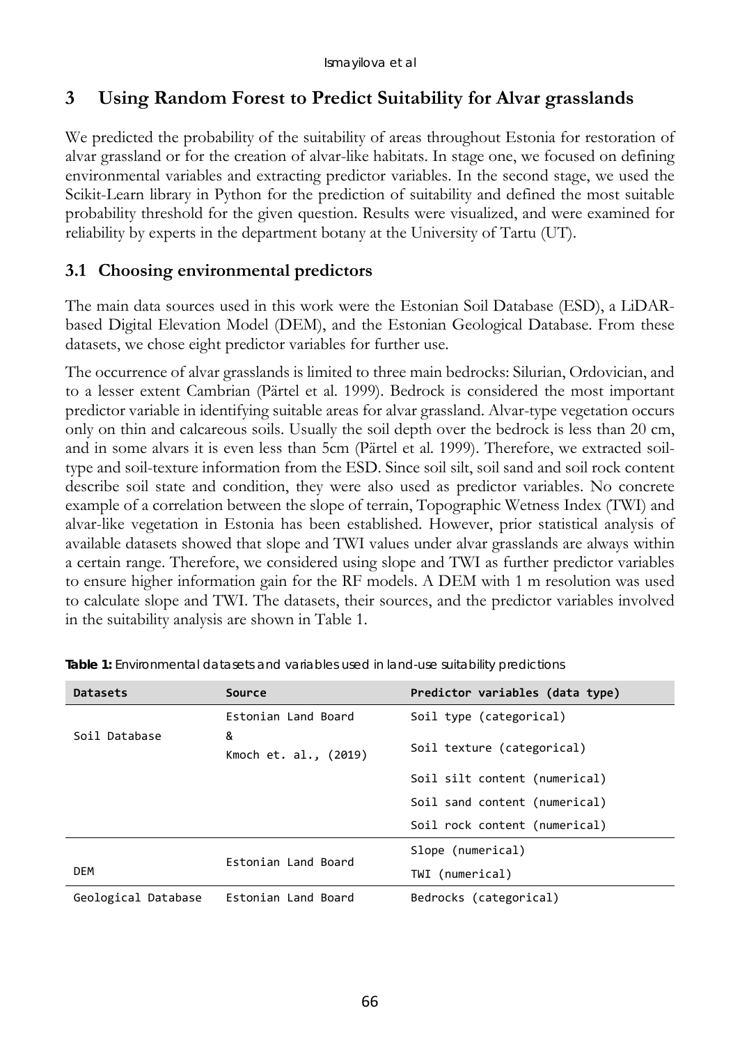# 3 Using Random Forest to Predict Suitability for Alvar grasslands

We predicted the probability of the suitability of areas throughout Estonia for restoration of alvar grassland or for the creation of alvar-like habitats. In stage one, we focused on defining environmental variables and extracting predictor variables. In the second stage, we used the Scikit-Learn library in Python for the prediction of suitability and defined the most suitable probability threshold for the given question. Results were visualized, and were examined for reliability by experts in the department botany at the University of Tartu (UT).

## 3.1 Choosing environmental predictors

The main data sources used in this work were the Estonian Soil Database (ESD), a LiDAR-based Digital Elevation Model (DEM), and the Estonian Geological Database. From these datasets, we chose eight predictor variables for further use.

The occurrence of alvar grasslands is limited to three main bedrocks: Silurian, Ordovician, and to a lesser extent Cambrian (Pärtel et al. 1999). Bedrock is considered the most important predictor variable in identifying suitable areas for alvar grassland. Alvar-type vegetation occurs only on thin and calcareous soils. Usually the soil depth over the bedrock is less than 20 cm, and in some alvars it is even less than 5cm (Pärtel et al. 1999). Therefore, we extracted soil-type and soil-texture information from the ESD. Since soil silt, soil sand and soil rock content describe soil state and condition, they were also used as predictor variables. No concrete example of a correlation between the slope of terrain, Topographic Wetness Index (TWI) and alvar-like vegetation in Estonia has been established. However, prior statistical analysis of available datasets showed that slope and TWI values under alvar grasslands are always within a certain range. Therefore, we considered using slope and TWI as further predictor variables to ensure higher information gain for the RF models. A DEM with 1 m resolution was used to calculate slope and TWI. The datasets, their sources, and the predictor variables involved in the suitability analysis are shown in Table 1.

**Table 1:** Environmental datasets and variables used in land-use suitability predictions

| Datasets | Source | Predictor variables (data type) |
|---|---|---|
| Soil Database | Estonian Land Board & Kmoch et. al., (2019) | Soil type (categorical) |
| | | Soil texture (categorical) |
| | | Soil silt content (numerical) |
| | | Soil sand content (numerical) |
| | | Soil rock content (numerical) |
| DEM | Estonian Land Board | Slope (numerical) |
| | | TWI (numerical) |
| Geological Database | Estonian Land Board | Bedrocks (categorical) |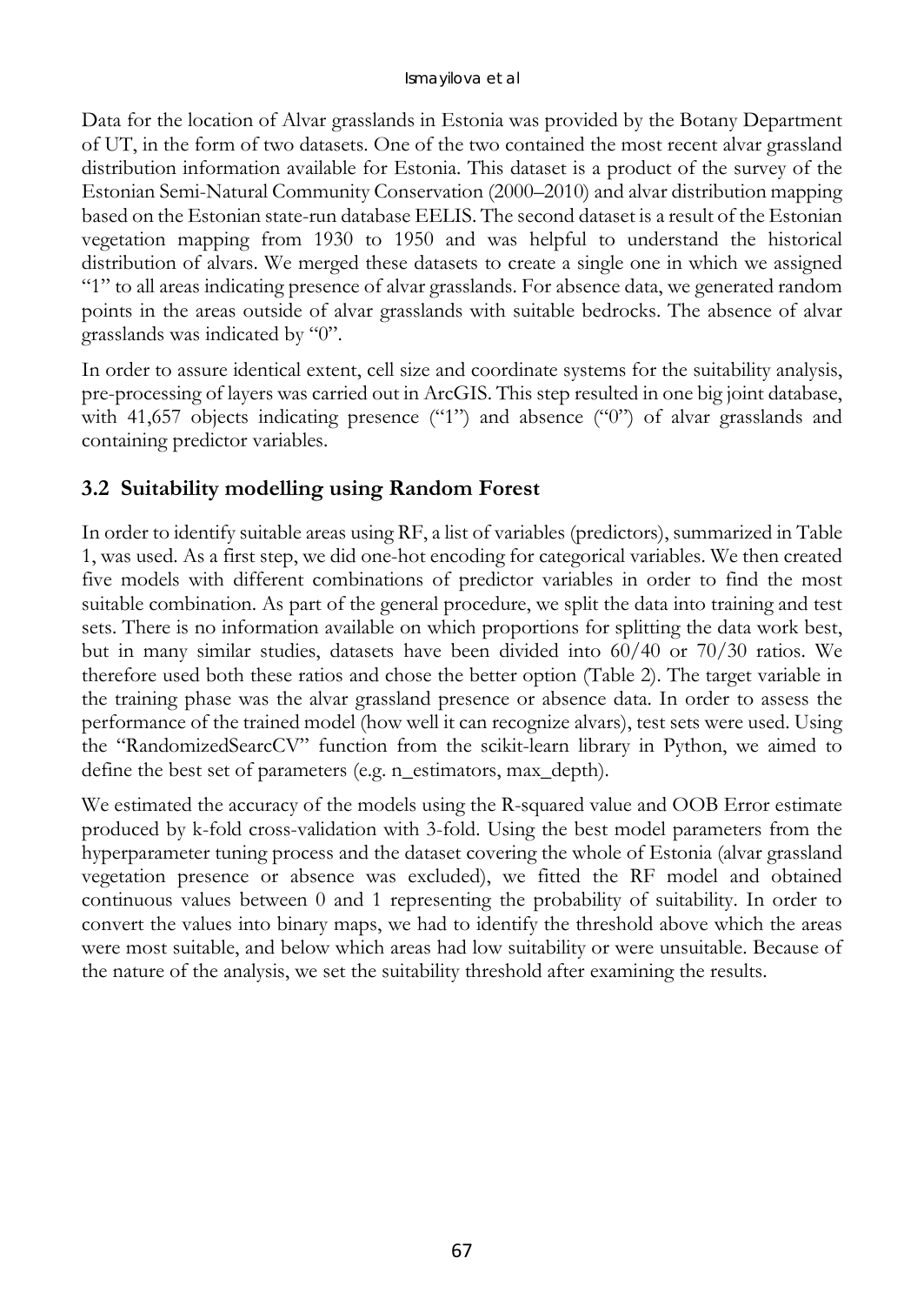Data for the location of Alvar grasslands in Estonia was provided by the Botany Department of UT, in the form of two datasets. One of the two contained the most recent alvar grassland distribution information available for Estonia. This dataset is a product of the survey of the Estonian Semi-Natural Community Conservation (2000–2010) and alvar distribution mapping based on the Estonian state-run database EELIS. The second dataset is a result of the Estonian vegetation mapping from 1930 to 1950 and was helpful to understand the historical distribution of alvars. We merged these datasets to create a single one in which we assigned "1" to all areas indicating presence of alvar grasslands. For absence data, we generated random points in the areas outside of alvar grasslands with suitable bedrocks. The absence of alvar grasslands was indicated by "0".

In order to assure identical extent, cell size and coordinate systems for the suitability analysis, pre-processing of layers was carried out in ArcGIS. This step resulted in one big joint database, with 41,657 objects indicating presence ("1") and absence ("0") of alvar grasslands and containing predictor variables.

## 3.2 Suitability modelling using Random Forest

In order to identify suitable areas using RF, a list of variables (predictors), summarized in Table 1, was used. As a first step, we did one-hot encoding for categorical variables. We then created five models with different combinations of predictor variables in order to find the most suitable combination. As part of the general procedure, we split the data into training and test sets. There is no information available on which proportions for splitting the data work best, but in many similar studies, datasets have been divided into 60/40 or 70/30 ratios. We therefore used both these ratios and chose the better option (Table 2). The target variable in the training phase was the alvar grassland presence or absence data. In order to assess the performance of the trained model (how well it can recognize alvars), test sets were used. Using the "RandomizedSearcCV" function from the scikit-learn library in Python, we aimed to define the best set of parameters (e.g. n_estimators, max_depth).

We estimated the accuracy of the models using the R-squared value and OOB Error estimate produced by k-fold cross-validation with 3-fold. Using the best model parameters from the hyperparameter tuning process and the dataset covering the whole of Estonia (alvar grassland vegetation presence or absence was excluded), we fitted the RF model and obtained continuous values between 0 and 1 representing the probability of suitability. In order to convert the values into binary maps, we had to identify the threshold above which the areas were most suitable, and below which areas had low suitability or were unsuitable. Because of the nature of the analysis, we set the suitability threshold after examining the results.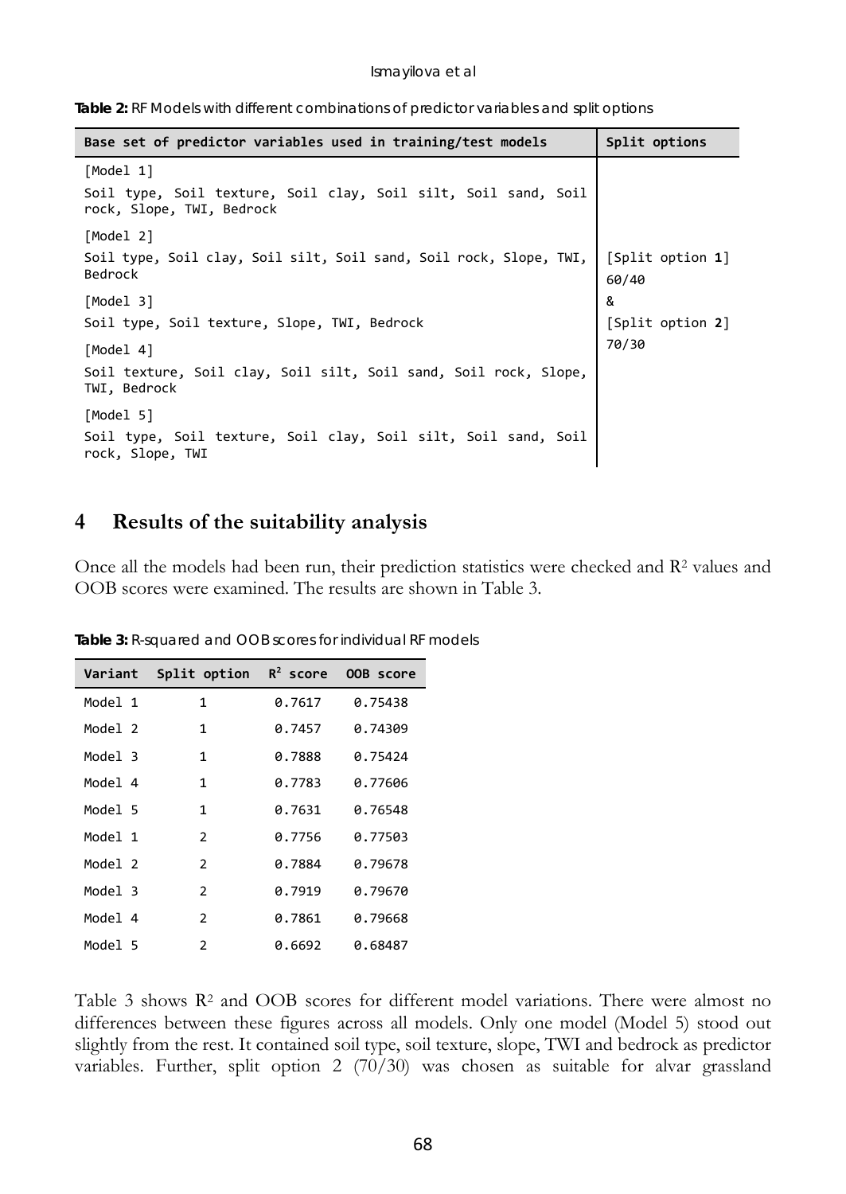**Table 2:** RF Models with different combinations of predictor variables and split options

| Base set of predictor variables used in training/test models | Split options |
|---|---|
| [Model 1]<br>Soil type, Soil texture, Soil clay, Soil silt, Soil sand, Soil rock, Slope, TWI, Bedrock | [Split option **1**] 60/40<br>&<br>[Split option **2**] 70/30 |
| [Model 2]<br>Soil type, Soil clay, Soil silt, Soil sand, Soil rock, Slope, TWI, Bedrock | |
| [Model 3]<br>Soil type, Soil texture, Slope, TWI, Bedrock | |
| [Model 4]<br>Soil texture, Soil clay, Soil silt, Soil sand, Soil rock, Slope, TWI, Bedrock | |
| [Model 5]<br>Soil type, Soil texture, Soil clay, Soil silt, Soil sand, Soil rock, Slope, TWI | |

## 4 Results of the suitability analysis

Once all the models had been run, their prediction statistics were checked and $R^2$ values and OOB scores were examined. The results are shown in Table 3.

**Table 3:** R-squared and OOB scores for individual RF models

| Variant | Split option | $R^2$ score | OOB score |
|---|---|---|---|
| Model 1 | 1 | 0.7617 | 0.75438 |
| Model 2 | 1 | 0.7457 | 0.74309 |
| Model 3 | 1 | 0.7888 | 0.75424 |
| Model 4 | 1 | 0.7783 | 0.77606 |
| Model 5 | 1 | 0.7631 | 0.76548 |
| Model 1 | 2 | 0.7756 | 0.77503 |
| Model 2 | 2 | 0.7884 | 0.79678 |
| Model 3 | 2 | 0.7919 | 0.79670 |
| Model 4 | 2 | 0.7861 | 0.79668 |
| Model 5 | 2 | 0.6692 | 0.68487 |

Table 3 shows $R^2$ and OOB scores for different model variations. There were almost no differences between these figures across all models. Only one model (Model 5) stood out slightly from the rest. It contained soil type, soil texture, slope, TWI and bedrock as predictor variables. Further, split option 2 (70/30) was chosen as suitable for alvar grassland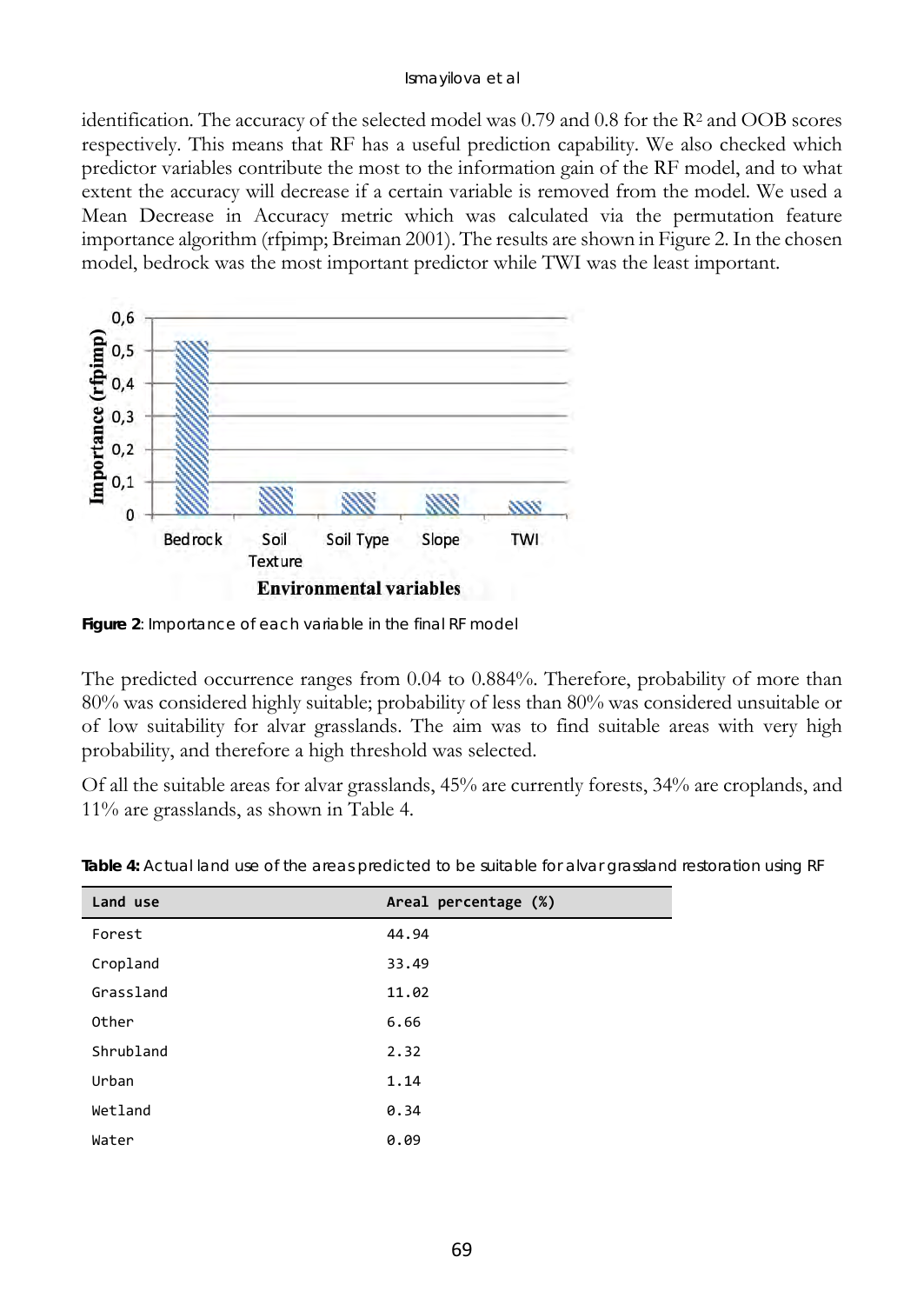identification. The accuracy of the selected model was 0.79 and 0.8 for the $R^2$ and OOB scores respectively. This means that RF has a useful prediction capability. We also checked which predictor variables contribute the most to the information gain of the RF model, and to what extent the accuracy will decrease if a certain variable is removed from the model. We used a Mean Decrease in Accuracy metric which was calculated via the permutation feature importance algorithm (rfpimp; Breiman 2001). The results are shown in Figure 2. In the chosen model, bedrock was the most important predictor while TWI was the least important.

**Figure 2**: Importance of each variable in the final RF model

The predicted occurrence ranges from 0.04 to 0.884%. Therefore, probability of more than 80% was considered highly suitable; probability of less than 80% was considered unsuitable or of low suitability for alvar grasslands. The aim was to find suitable areas with very high probability, and therefore a high threshold was selected.

Of all the suitable areas for alvar grasslands, 45% are currently forests, 34% are croplands, and 11% are grasslands, as shown in Table 4.

**Table 4:** Actual land use of the areas predicted to be suitable for alvar grassland restoration using RF

| Land use | Areal percentage (%) |
|---|---|
| Forest | 44.94 |
| Cropland | 33.49 |
| Grassland | 11.02 |
| Other | 6.66 |
| Shrubland | 2.32 |
| Urban | 1.14 |
| Wetland | 0.34 |
| Water | 0.09 |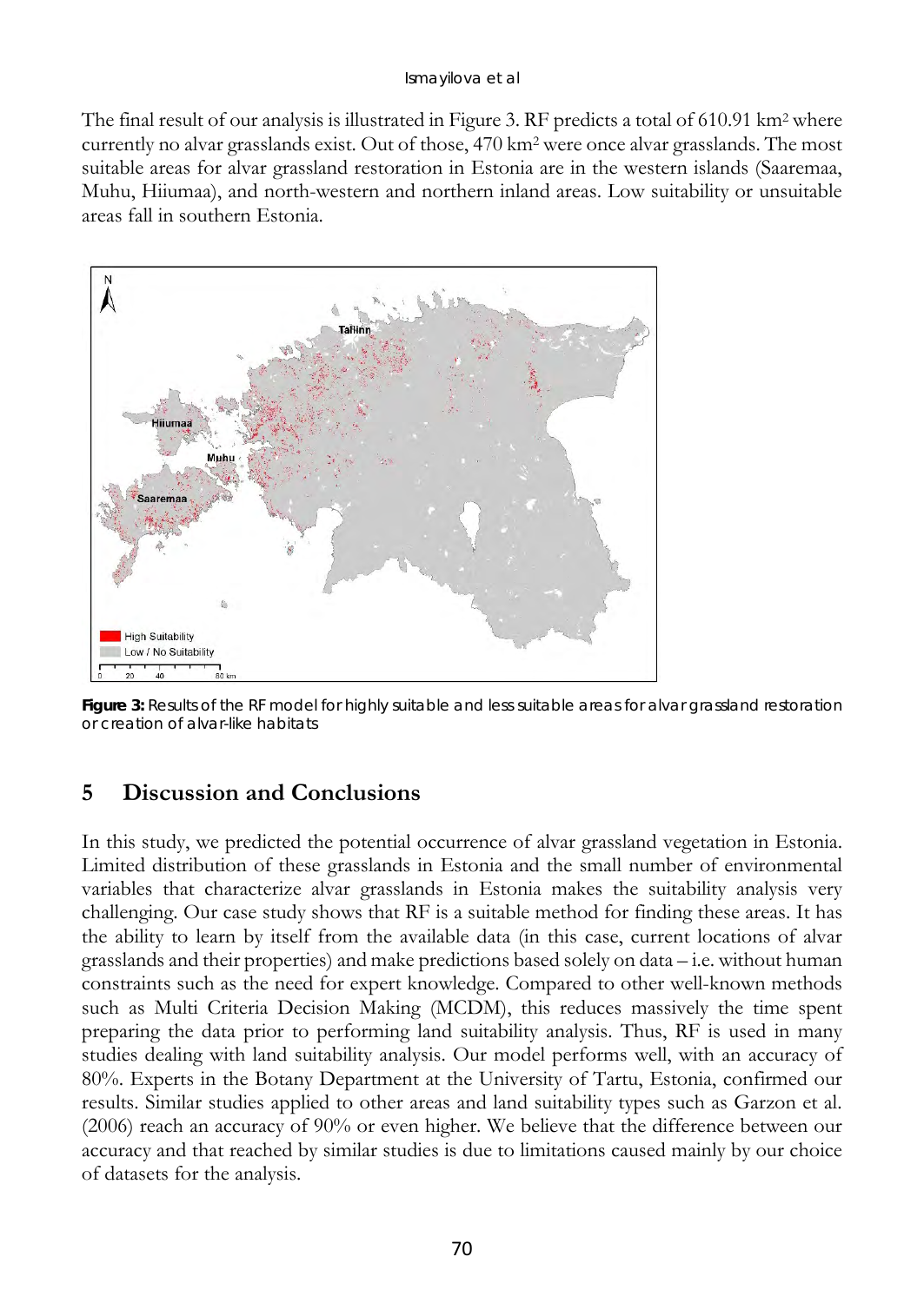The final result of our analysis is illustrated in Figure 3. RF predicts a total of 610.91 km$^2$ where currently no alvar grasslands exist. Out of those, 470 km$^2$ were once alvar grasslands. The most suitable areas for alvar grassland restoration in Estonia are in the western islands (Saaremaa, Muhu, Hiiumaa), and north-western and northern inland areas. Low suitability or unsuitable areas fall in southern Estonia.

**Figure 3:** Results of the RF model for highly suitable and less suitable areas for alvar grassland restoration or creation of alvar-like habitats

## 5 Discussion and Conclusions

In this study, we predicted the potential occurrence of alvar grassland vegetation in Estonia. Limited distribution of these grasslands in Estonia and the small number of environmental variables that characterize alvar grasslands in Estonia makes the suitability analysis very challenging. Our case study shows that RF is a suitable method for finding these areas. It has the ability to learn by itself from the available data (in this case, current locations of alvar grasslands and their properties) and make predictions based solely on data – i.e. without human constraints such as the need for expert knowledge. Compared to other well-known methods such as Multi Criteria Decision Making (MCDM), this reduces massively the time spent preparing the data prior to performing land suitability analysis. Thus, RF is used in many studies dealing with land suitability analysis. Our model performs well, with an accuracy of 80%. Experts in the Botany Department at the University of Tartu, Estonia, confirmed our results. Similar studies applied to other areas and land suitability types such as Garzon et al. (2006) reach an accuracy of 90% or even higher. We believe that the difference between our accuracy and that reached by similar studies is due to limitations caused mainly by our choice of datasets for the analysis.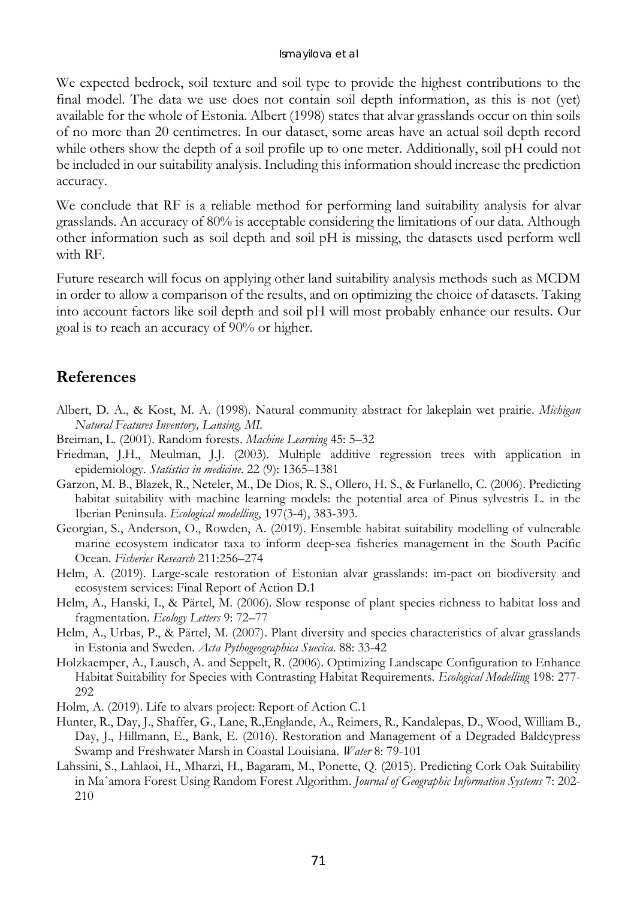We expected bedrock, soil texture and soil type to provide the highest contributions to the final model. The data we use does not contain soil depth information, as this is not (yet) available for the whole of Estonia. Albert (1998) states that alvar grasslands occur on thin soils of no more than 20 centimetres. In our dataset, some areas have an actual soil depth record while others show the depth of a soil profile up to one meter. Additionally, soil pH could not be included in our suitability analysis. Including this information should increase the prediction accuracy.

We conclude that RF is a reliable method for performing land suitability analysis for alvar grasslands. An accuracy of 80% is acceptable considering the limitations of our data. Although other information such as soil depth and soil pH is missing, the datasets used perform well with RF.

Future research will focus on applying other land suitability analysis methods such as MCDM in order to allow a comparison of the results, and on optimizing the choice of datasets. Taking into account factors like soil depth and soil pH will most probably enhance our results. Our goal is to reach an accuracy of 90% or higher.

## References

Albert, D. A., & Kost, M. A. (1998). Natural community abstract for lakeplain wet prairie. *Michigan Natural Features Inventory, Lansing, MI.*

Breiman, L. (2001). Random forests. *Machine Learning* 45: 5–32

Friedman, J.H., Meulman, J.J. (2003). Multiple additive regression trees with application in epidemiology. *Statistics in medicine*. 22 (9): 1365–1381

Garzon, M. B., Blazek, R., Neteler, M., De Dios, R. S., Ollero, H. S., & Furlanello, C. (2006). Predicting habitat suitability with machine learning models: the potential area of Pinus sylvestris L. in the Iberian Peninsula. *Ecological modelling*, 197(3-4), 383-393.

Georgian, S., Anderson, O., Rowden, A. (2019). Ensemble habitat suitability modelling of vulnerable marine ecosystem indicator taxa to inform deep-sea fisheries management in the South Pacific Ocean. *Fisheries Research* 211:256–274

Helm, A. (2019). Large-scale restoration of Estonian alvar grasslands: im-pact on biodiversity and ecosystem services: Final Report of Action D.1

Helm, A., Hanski, I., & Pärtel, M. (2006). Slow response of plant species richness to habitat loss and fragmentation. *Ecology Letters* 9: 72–77

Helm, A., Urbas, P., & Pärtel, M. (2007). Plant diversity and species characteristics of alvar grasslands in Estonia and Sweden. *Acta Pythogeographica Suecica*. 88: 33-42

Holzkaemper, A., Lausch, A. and Seppelt, R. (2006). Optimizing Landscape Configuration to Enhance Habitat Suitability for Species with Contrasting Habitat Requirements. *Ecological Modelling* 198: 277-292

Holm, A. (2019). Life to alvars project: Report of Action C.1

Hunter, R., Day, J., Shaffer, G., Lane, R.,Englande, A., Reimers, R., Kandalepas, D., Wood, William B., Day, J., Hillmann, E., Bank, E. (2016). Restoration and Management of a Degraded Baldcypress Swamp and Freshwater Marsh in Coastal Louisiana. *Water* 8: 79-101

Lahssini, S., Lahlaoi, H., Mharzi, H., Bagaram, M., Ponette, Q. (2015). Predicting Cork Oak Suitability in Maˆamora Forest Using Random Forest Algorithm. *Journal of Geographic Information Systems* 7: 202-210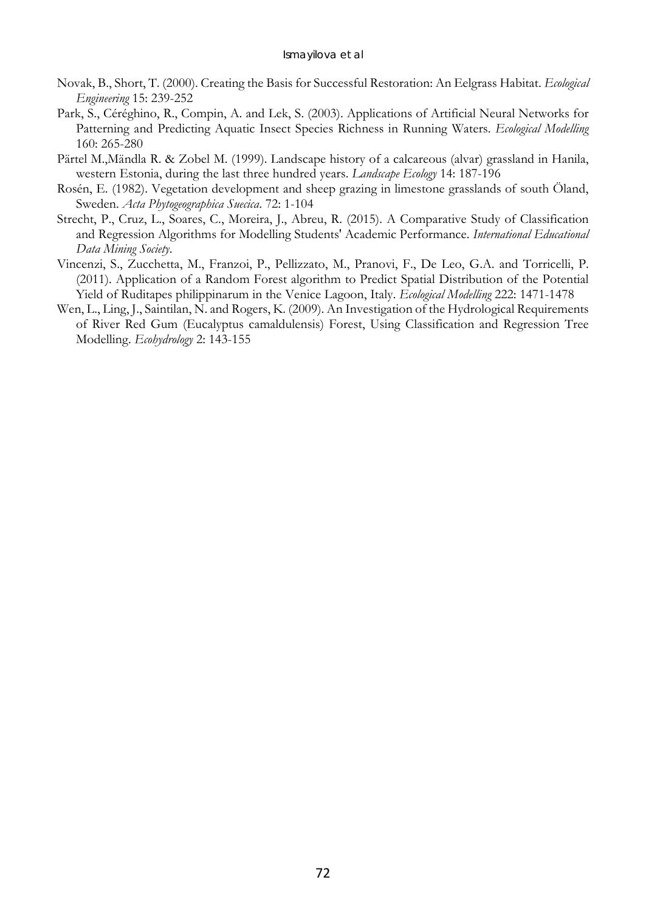Novak, B., Short, T. (2000). Creating the Basis for Successful Restoration: An Eelgrass Habitat. *Ecological Engineering* 15: 239-252

Park, S., Céréghino, R., Compin, A. and Lek, S. (2003). Applications of Artificial Neural Networks for Patterning and Predicting Aquatic Insect Species Richness in Running Waters. *Ecological Modelling* 160: 265-280

Pärtel M.,Mändla R. & Zobel M. (1999). Landscape history of a calcareous (alvar) grassland in Hanila, western Estonia, during the last three hundred years. *Landscape Ecology* 14: 187-196

Rosén, E. (1982). Vegetation development and sheep grazing in limestone grasslands of south Öland, Sweden. *Acta Phytogeographica Suecica*. 72: 1-104

Strecht, P., Cruz, L., Soares, C., Moreira, J., Abreu, R. (2015). A Comparative Study of Classification and Regression Algorithms for Modelling Students' Academic Performance. *International Educational Data Mining Society*.

Vincenzi, S., Zucchetta, M., Franzoi, P., Pellizzato, M., Pranovi, F., De Leo, G.A. and Torricelli, P. (2011). Application of a Random Forest algorithm to Predict Spatial Distribution of the Potential Yield of Ruditapes philippinarum in the Venice Lagoon, Italy. *Ecological Modelling* 222: 1471-1478

Wen, L., Ling, J., Saintilan, N. and Rogers, K. (2009). An Investigation of the Hydrological Requirements of River Red Gum (Eucalyptus camaldulensis) Forest, Using Classification and Regression Tree Modelling. *Ecohydrology* 2: 143-155